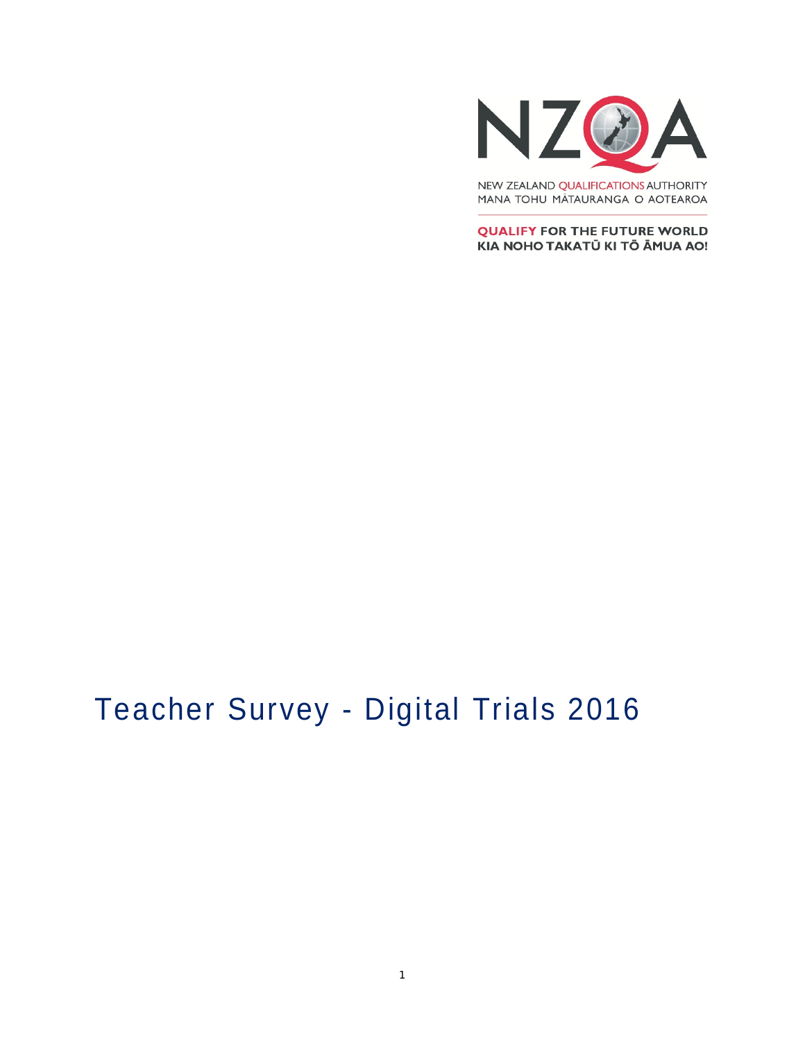NEW ZEALAND QUALIFICATIONS AUTHORITY
MANA TOHU MĀTAURANGA O AOTEAROA

**QUALIFY FOR THE FUTURE WORLD**
**KIA NOHO TAKATŪ KI TŌ ĀMUA AO!**

# Teacher Survey - Digital Trials 2016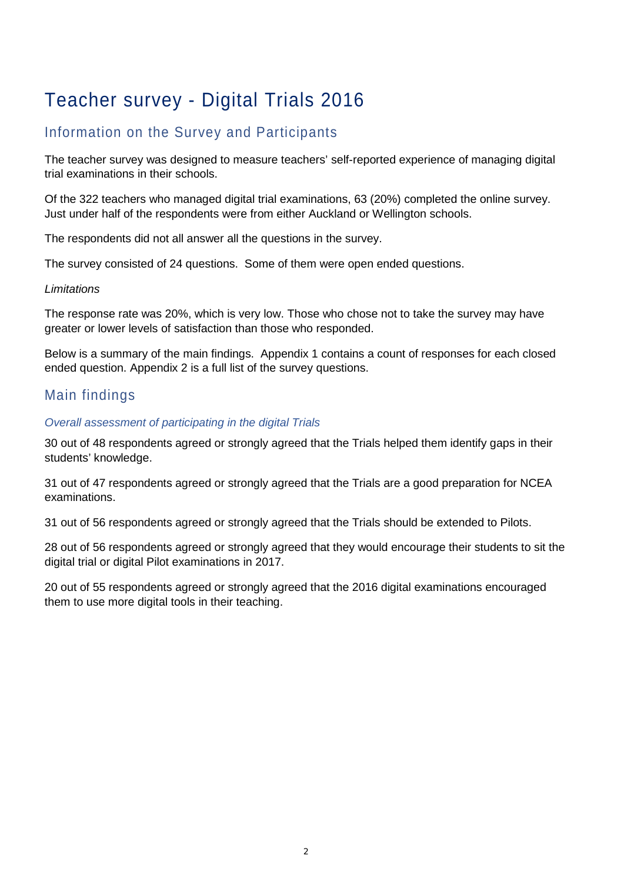# Teacher survey - Digital Trials 2016

## Information on the Survey and Participants

The teacher survey was designed to measure teachers' self-reported experience of managing digital trial examinations in their schools.

Of the 322 teachers who managed digital trial examinations, 63 (20%) completed the online survey. Just under half of the respondents were from either Auckland or Wellington schools.

The respondents did not all answer all the questions in the survey.

The survey consisted of 24 questions. Some of them were open ended questions.

*Limitations*

The response rate was 20%, which is very low. Those who chose not to take the survey may have greater or lower levels of satisfaction than those who responded.

Below is a summary of the main findings. Appendix 1 contains a count of responses for each closed ended question. Appendix 2 is a full list of the survey questions.

## Main findings

### *Overall assessment of participating in the digital Trials*

30 out of 48 respondents agreed or strongly agreed that the Trials helped them identify gaps in their students' knowledge.

31 out of 47 respondents agreed or strongly agreed that the Trials are a good preparation for NCEA examinations.

31 out of 56 respondents agreed or strongly agreed that the Trials should be extended to Pilots.

28 out of 56 respondents agreed or strongly agreed that they would encourage their students to sit the digital trial or digital Pilot examinations in 2017.

20 out of 55 respondents agreed or strongly agreed that the 2016 digital examinations encouraged them to use more digital tools in their teaching.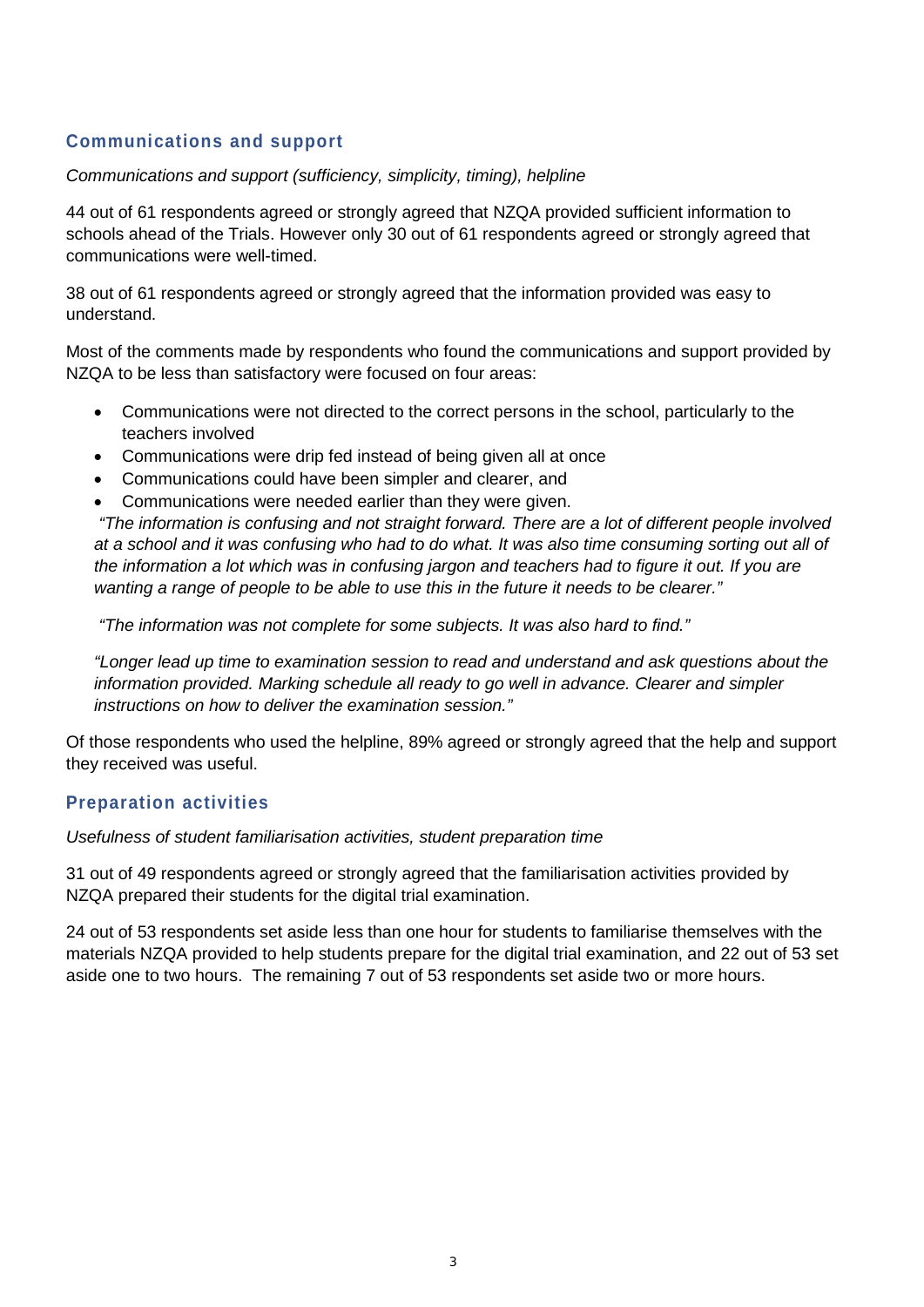## Communications and support

*Communications and support (sufficiency, simplicity, timing), helpline*

44 out of 61 respondents agreed or strongly agreed that NZQA provided sufficient information to schools ahead of the Trials. However only 30 out of 61 respondents agreed or strongly agreed that communications were well-timed.

38 out of 61 respondents agreed or strongly agreed that the information provided was easy to understand.

Most of the comments made by respondents who found the communications and support provided by NZQA to be less than satisfactory were focused on four areas:

- Communications were not directed to the correct persons in the school, particularly to the teachers involved
- Communications were drip fed instead of being given all at once
- Communications could have been simpler and clearer, and
- Communications were needed earlier than they were given.

*"The information is confusing and not straight forward. There are a lot of different people involved at a school and it was confusing who had to do what. It was also time consuming sorting out all of the information a lot which was in confusing jargon and teachers had to figure it out. If you are wanting a range of people to be able to use this in the future it needs to be clearer."*

*"The information was not complete for some subjects. It was also hard to find."*

*"Longer lead up time to examination session to read and understand and ask questions about the information provided. Marking schedule all ready to go well in advance. Clearer and simpler instructions on how to deliver the examination session."*

Of those respondents who used the helpline, 89% agreed or strongly agreed that the help and support they received was useful.

## Preparation activities

*Usefulness of student familiarisation activities, student preparation time*

31 out of 49 respondents agreed or strongly agreed that the familiarisation activities provided by NZQA prepared their students for the digital trial examination.

24 out of 53 respondents set aside less than one hour for students to familiarise themselves with the materials NZQA provided to help students prepare for the digital trial examination, and 22 out of 53 set aside one to two hours. The remaining 7 out of 53 respondents set aside two or more hours.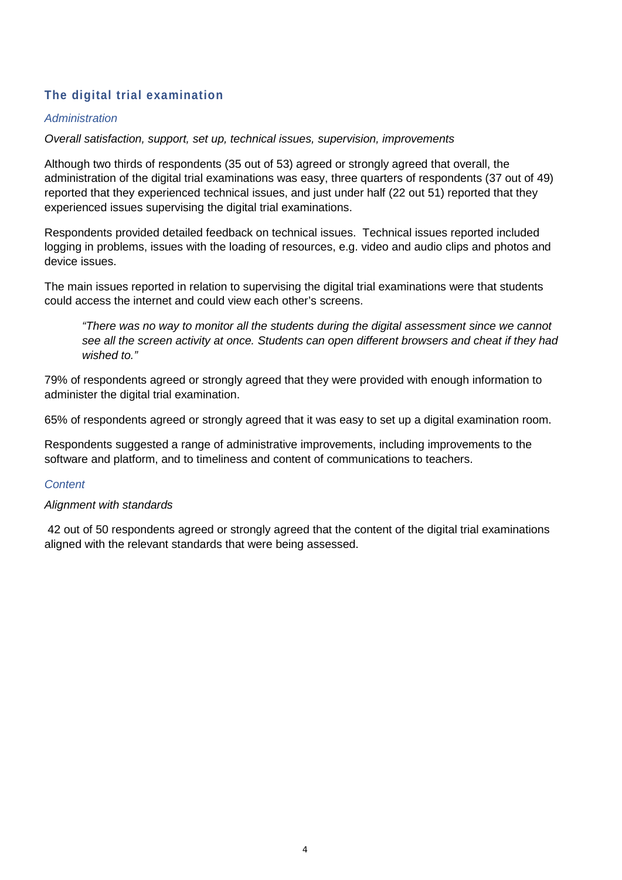## The digital trial examination

### *Administration*

*Overall satisfaction, support, set up, technical issues, supervision, improvements*

Although two thirds of respondents (35 out of 53) agreed or strongly agreed that overall, the administration of the digital trial examinations was easy, three quarters of respondents (37 out of 49) reported that they experienced technical issues, and just under half (22 out 51) reported that they experienced issues supervising the digital trial examinations.

Respondents provided detailed feedback on technical issues. Technical issues reported included logging in problems, issues with the loading of resources, e.g. video and audio clips and photos and device issues.

The main issues reported in relation to supervising the digital trial examinations were that students could access the internet and could view each other's screens.

> *"There was no way to monitor all the students during the digital assessment since we cannot see all the screen activity at once. Students can open different browsers and cheat if they had wished to."*

79% of respondents agreed or strongly agreed that they were provided with enough information to administer the digital trial examination.

65% of respondents agreed or strongly agreed that it was easy to set up a digital examination room.

Respondents suggested a range of administrative improvements, including improvements to the software and platform, and to timeliness and content of communications to teachers.

### *Content*

*Alignment with standards*

42 out of 50 respondents agreed or strongly agreed that the content of the digital trial examinations aligned with the relevant standards that were being assessed.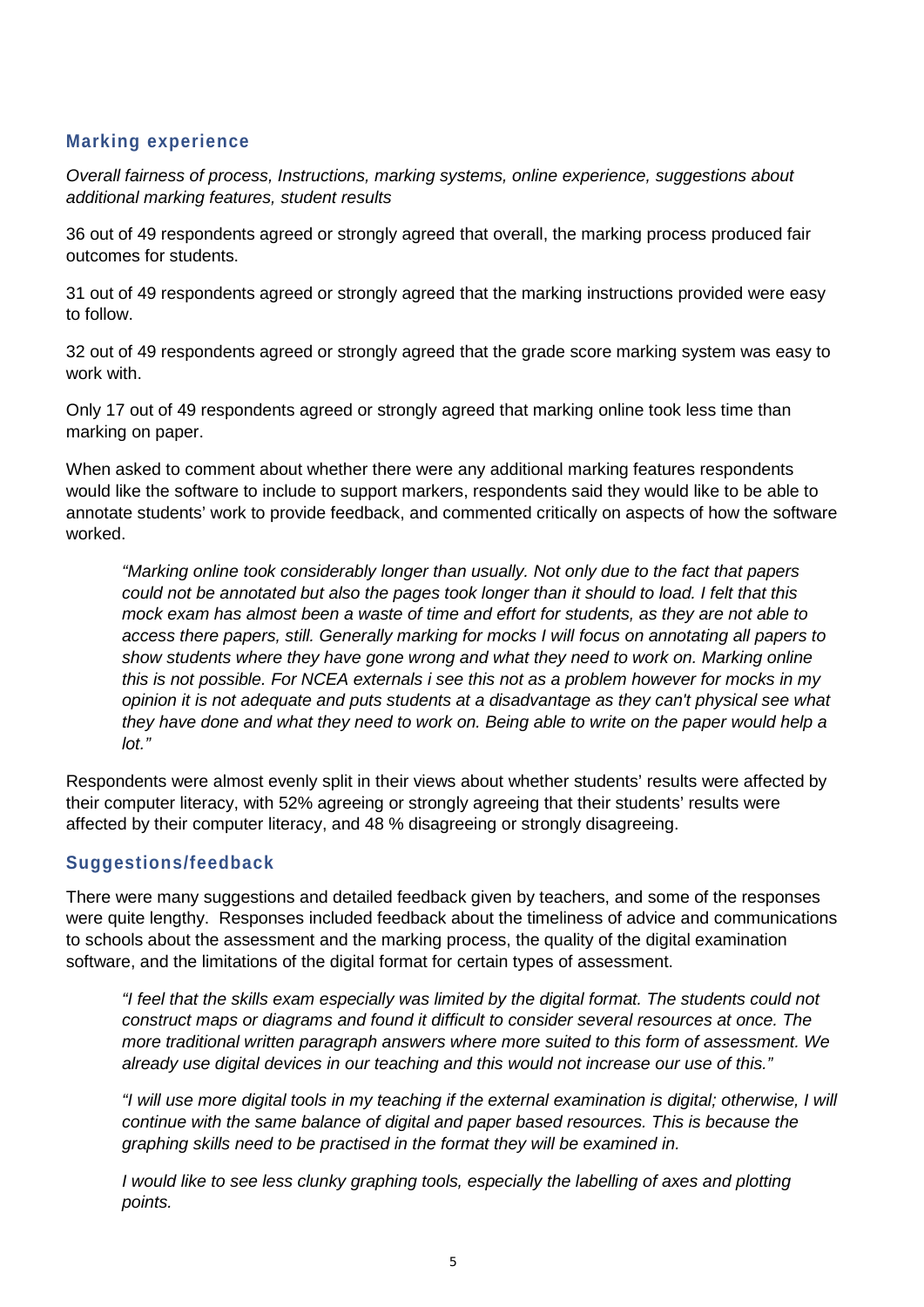### Marking experience

*Overall fairness of process, Instructions, marking systems, online experience, suggestions about additional marking features, student results*

36 out of 49 respondents agreed or strongly agreed that overall, the marking process produced fair outcomes for students.

31 out of 49 respondents agreed or strongly agreed that the marking instructions provided were easy to follow.

32 out of 49 respondents agreed or strongly agreed that the grade score marking system was easy to work with.

Only 17 out of 49 respondents agreed or strongly agreed that marking online took less time than marking on paper.

When asked to comment about whether there were any additional marking features respondents would like the software to include to support markers, respondents said they would like to be able to annotate students' work to provide feedback, and commented critically on aspects of how the software worked.

> *"Marking online took considerably longer than usually. Not only due to the fact that papers could not be annotated but also the pages took longer than it should to load. I felt that this mock exam has almost been a waste of time and effort for students, as they are not able to access there papers, still. Generally marking for mocks I will focus on annotating all papers to show students where they have gone wrong and what they need to work on. Marking online this is not possible. For NCEA externals i see this not as a problem however for mocks in my opinion it is not adequate and puts students at a disadvantage as they can't physical see what they have done and what they need to work on. Being able to write on the paper would help a lot."*

Respondents were almost evenly split in their views about whether students' results were affected by their computer literacy, with 52% agreeing or strongly agreeing that their students' results were affected by their computer literacy, and 48 % disagreeing or strongly disagreeing.

### Suggestions/feedback

There were many suggestions and detailed feedback given by teachers, and some of the responses were quite lengthy. Responses included feedback about the timeliness of advice and communications to schools about the assessment and the marking process, the quality of the digital examination software, and the limitations of the digital format for certain types of assessment.

> *"I feel that the skills exam especially was limited by the digital format. The students could not construct maps or diagrams and found it difficult to consider several resources at once. The more traditional written paragraph answers where more suited to this form of assessment. We already use digital devices in our teaching and this would not increase our use of this."*

> *"I will use more digital tools in my teaching if the external examination is digital; otherwise, I will continue with the same balance of digital and paper based resources. This is because the graphing skills need to be practised in the format they will be examined in.*
>
> *I would like to see less clunky graphing tools, especially the labelling of axes and plotting points.*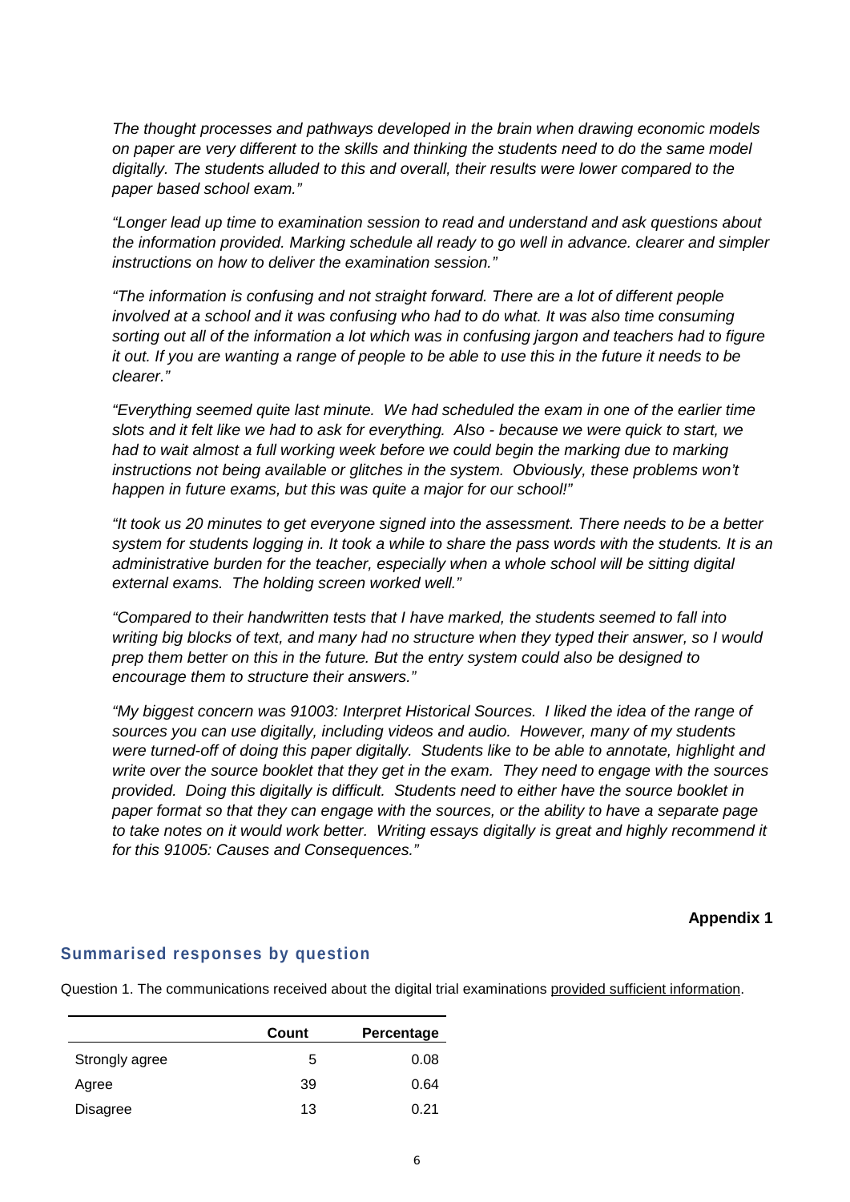*The thought processes and pathways developed in the brain when drawing economic models on paper are very different to the skills and thinking the students need to do the same model digitally. The students alluded to this and overall, their results were lower compared to the paper based school exam."*

*"Longer lead up time to examination session to read and understand and ask questions about the information provided. Marking schedule all ready to go well in advance. clearer and simpler instructions on how to deliver the examination session."*

*"The information is confusing and not straight forward. There are a lot of different people involved at a school and it was confusing who had to do what. It was also time consuming sorting out all of the information a lot which was in confusing jargon and teachers had to figure it out. If you are wanting a range of people to be able to use this in the future it needs to be clearer."*

*"Everything seemed quite last minute. We had scheduled the exam in one of the earlier time slots and it felt like we had to ask for everything. Also - because we were quick to start, we had to wait almost a full working week before we could begin the marking due to marking instructions not being available or glitches in the system. Obviously, these problems won't happen in future exams, but this was quite a major for our school!"*

*"It took us 20 minutes to get everyone signed into the assessment. There needs to be a better system for students logging in. It took a while to share the pass words with the students. It is an administrative burden for the teacher, especially when a whole school will be sitting digital external exams. The holding screen worked well."*

*"Compared to their handwritten tests that I have marked, the students seemed to fall into writing big blocks of text, and many had no structure when they typed their answer, so I would prep them better on this in the future. But the entry system could also be designed to encourage them to structure their answers."*

*"My biggest concern was 91003: Interpret Historical Sources. I liked the idea of the range of sources you can use digitally, including videos and audio. However, many of my students were turned-off of doing this paper digitally. Students like to be able to annotate, highlight and write over the source booklet that they get in the exam. They need to engage with the sources provided. Doing this digitally is difficult. Students need to either have the source booklet in paper format so that they can engage with the sources, or the ability to have a separate page to take notes on it would work better. Writing essays digitally is great and highly recommend it for this 91005: Causes and Consequences."*

**Appendix 1**

## Summarised responses by question

Question 1. The communications received about the digital trial examinations provided sufficient information.

| | Count | Percentage |
|---|---|---|
| Strongly agree | 5 | 0.08 |
| Agree | 39 | 0.64 |
| Disagree | 13 | 0.21 |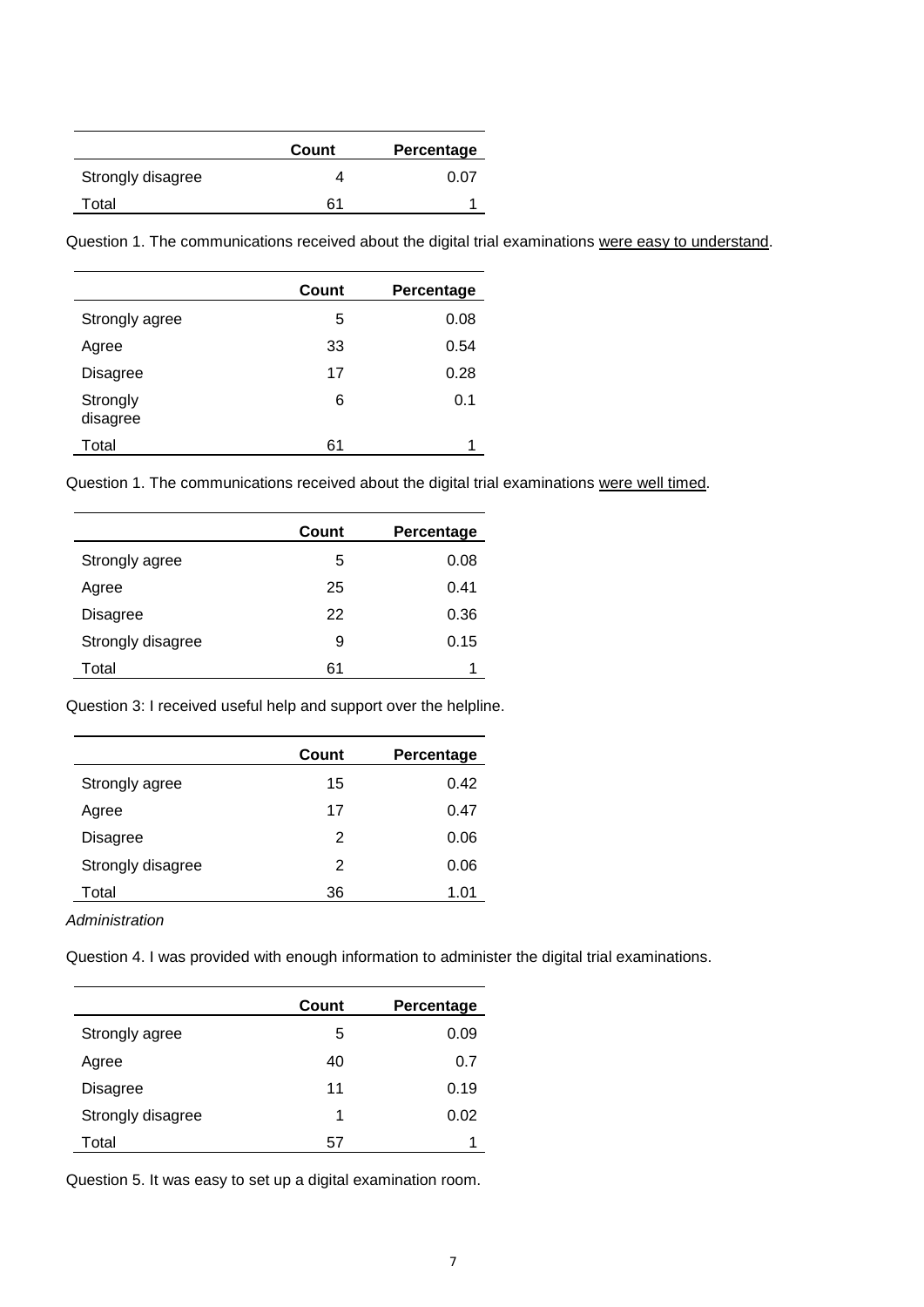| | Count | Percentage |
|---|---|---|
| Strongly disagree | 4 | 0.07 |
| Total | 61 | 1 |

Question 1. The communications received about the digital trial examinations were easy to understand.

| | Count | Percentage |
|---|---|---|
| Strongly agree | 5 | 0.08 |
| Agree | 33 | 0.54 |
| Disagree | 17 | 0.28 |
| Strongly disagree | 6 | 0.1 |
| Total | 61 | 1 |

Question 1. The communications received about the digital trial examinations were well timed.

| | Count | Percentage |
|---|---|---|
| Strongly agree | 5 | 0.08 |
| Agree | 25 | 0.41 |
| Disagree | 22 | 0.36 |
| Strongly disagree | 9 | 0.15 |
| Total | 61 | 1 |

Question 3: I received useful help and support over the helpline.

| | Count | Percentage |
|---|---|---|
| Strongly agree | 15 | 0.42 |
| Agree | 17 | 0.47 |
| Disagree | 2 | 0.06 |
| Strongly disagree | 2 | 0.06 |
| Total | 36 | 1.01 |

*Administration*

Question 4. I was provided with enough information to administer the digital trial examinations.

| | Count | Percentage |
|---|---|---|
| Strongly agree | 5 | 0.09 |
| Agree | 40 | 0.7 |
| Disagree | 11 | 0.19 |
| Strongly disagree | 1 | 0.02 |
| Total | 57 | 1 |

Question 5. It was easy to set up a digital examination room.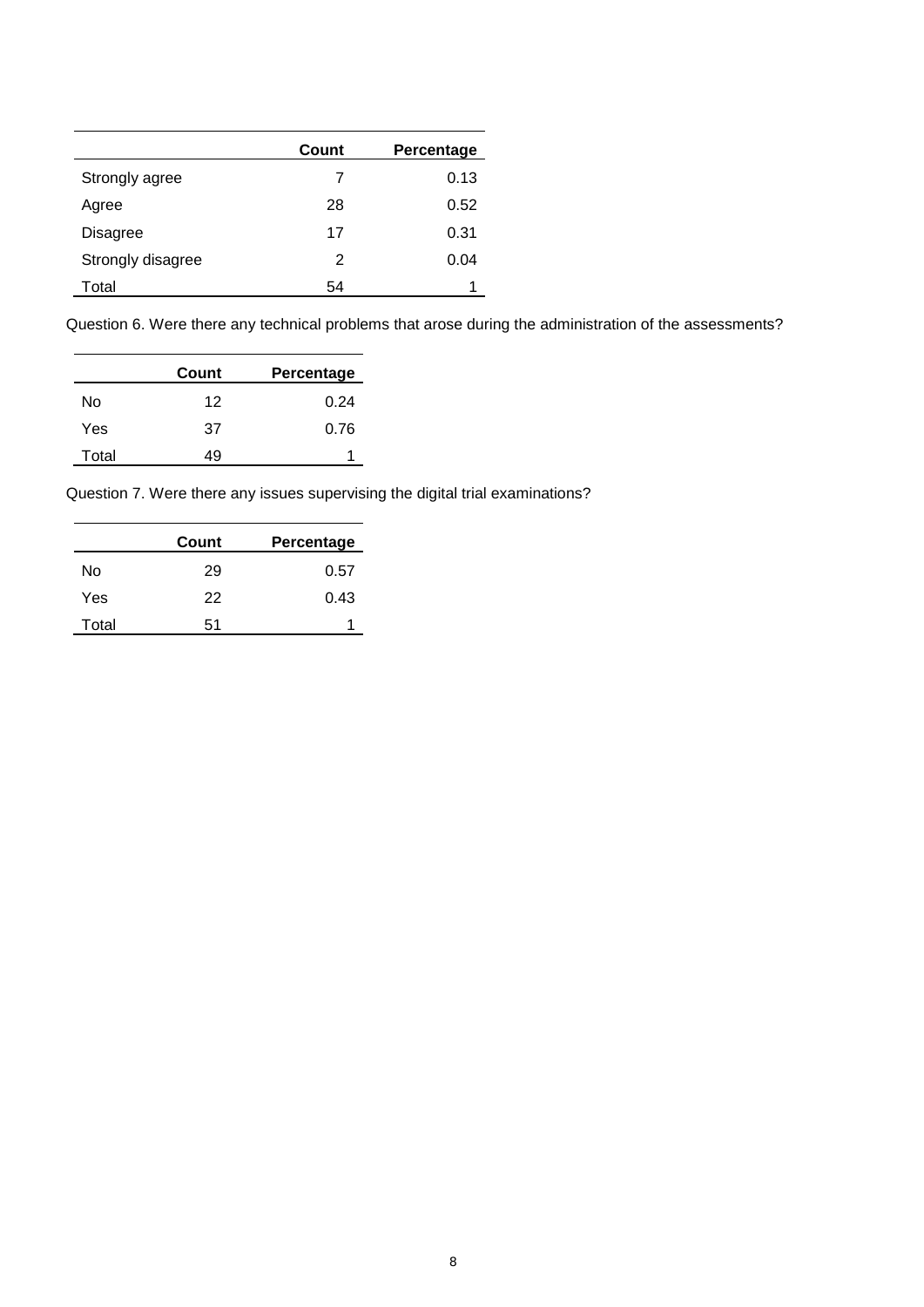| | Count | Percentage |
|---|---|---|
| Strongly agree | 7 | 0.13 |
| Agree | 28 | 0.52 |
| Disagree | 17 | 0.31 |
| Strongly disagree | 2 | 0.04 |
| Total | 54 | 1 |

Question 6. Were there any technical problems that arose during the administration of the assessments?

| | Count | Percentage |
|---|---|---|
| No | 12 | 0.24 |
| Yes | 37 | 0.76 |
| Total | 49 | 1 |

Question 7. Were there any issues supervising the digital trial examinations?

| | Count | Percentage |
|---|---|---|
| No | 29 | 0.57 |
| Yes | 22 | 0.43 |
| Total | 51 | 1 |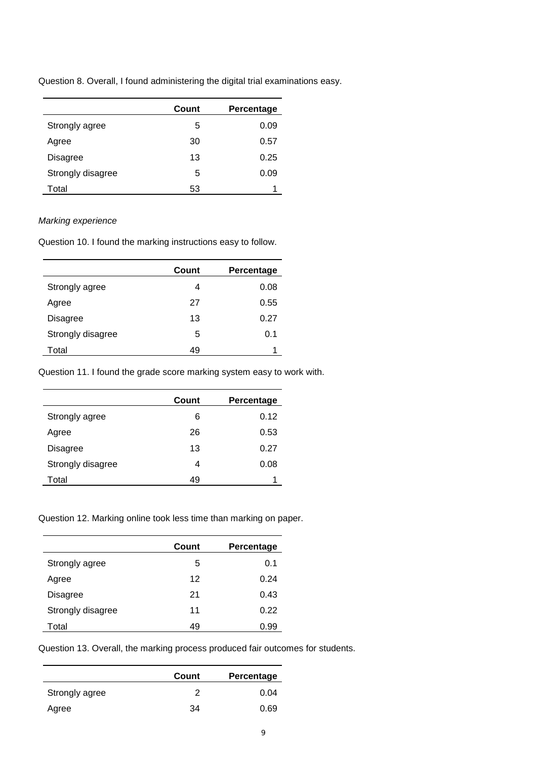Question 8. Overall, I found administering the digital trial examinations easy.

| | Count | Percentage |
|---|---|---|
| Strongly agree | 5 | 0.09 |
| Agree | 30 | 0.57 |
| Disagree | 13 | 0.25 |
| Strongly disagree | 5 | 0.09 |
| Total | 53 | 1 |

*Marking experience*

Question 10. I found the marking instructions easy to follow.

| | Count | Percentage |
|---|---|---|
| Strongly agree | 4 | 0.08 |
| Agree | 27 | 0.55 |
| Disagree | 13 | 0.27 |
| Strongly disagree | 5 | 0.1 |
| Total | 49 | 1 |

Question 11. I found the grade score marking system easy to work with.

| | Count | Percentage |
|---|---|---|
| Strongly agree | 6 | 0.12 |
| Agree | 26 | 0.53 |
| Disagree | 13 | 0.27 |
| Strongly disagree | 4 | 0.08 |
| Total | 49 | 1 |

Question 12. Marking online took less time than marking on paper.

| | Count | Percentage |
|---|---|---|
| Strongly agree | 5 | 0.1 |
| Agree | 12 | 0.24 |
| Disagree | 21 | 0.43 |
| Strongly disagree | 11 | 0.22 |
| Total | 49 | 0.99 |

Question 13. Overall, the marking process produced fair outcomes for students.

| | Count | Percentage |
|---|---|---|
| Strongly agree | 2 | 0.04 |
| Agree | 34 | 0.69 |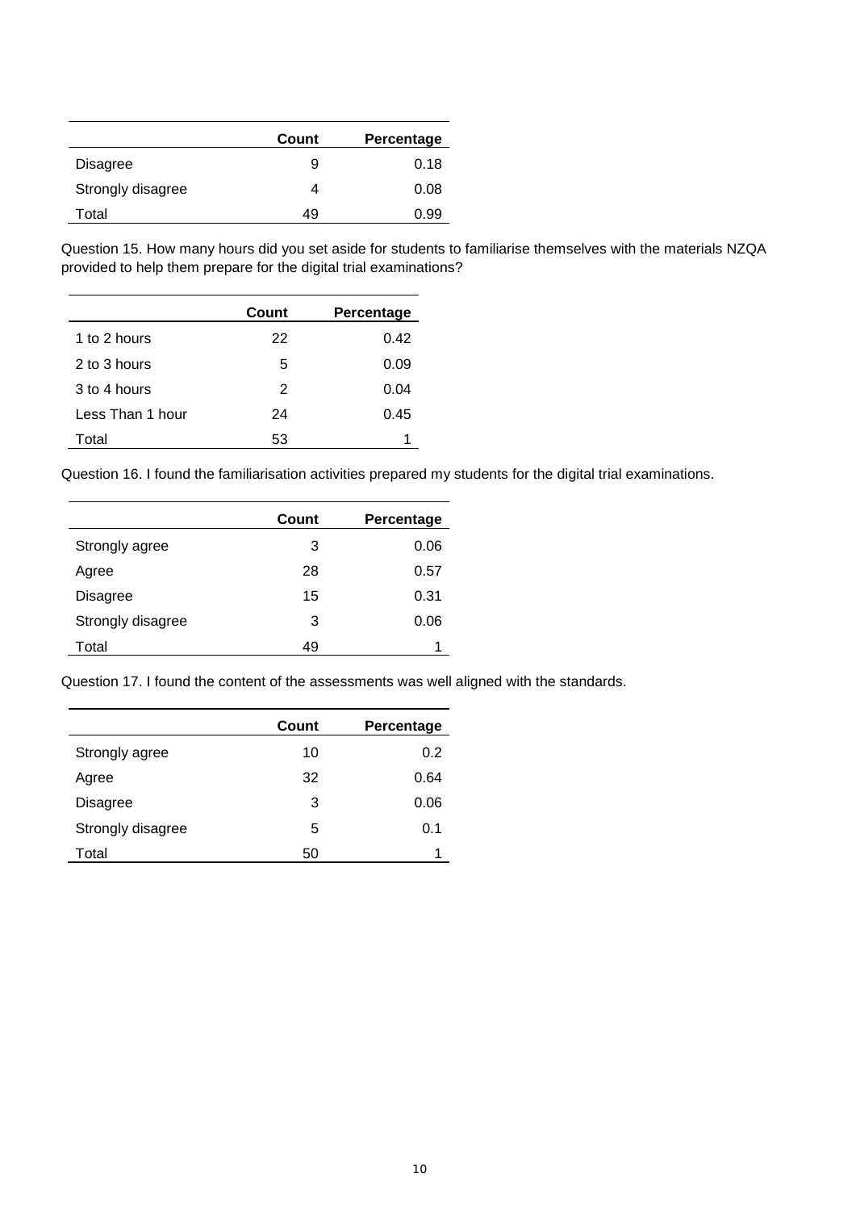| | Count | Percentage |
|---|---|---|
| Disagree | 9 | 0.18 |
| Strongly disagree | 4 | 0.08 |
| Total | 49 | 0.99 |

Question 15. How many hours did you set aside for students to familiarise themselves with the materials NZQA provided to help them prepare for the digital trial examinations?

| | Count | Percentage |
|---|---|---|
| 1 to 2 hours | 22 | 0.42 |
| 2 to 3 hours | 5 | 0.09 |
| 3 to 4 hours | 2 | 0.04 |
| Less Than 1 hour | 24 | 0.45 |
| Total | 53 | 1 |

Question 16. I found the familiarisation activities prepared my students for the digital trial examinations.

| | Count | Percentage |
|---|---|---|
| Strongly agree | 3 | 0.06 |
| Agree | 28 | 0.57 |
| Disagree | 15 | 0.31 |
| Strongly disagree | 3 | 0.06 |
| Total | 49 | 1 |

Question 17. I found the content of the assessments was well aligned with the standards.

| | Count | Percentage |
|---|---|---|
| Strongly agree | 10 | 0.2 |
| Agree | 32 | 0.64 |
| Disagree | 3 | 0.06 |
| Strongly disagree | 5 | 0.1 |
| Total | 50 | 1 |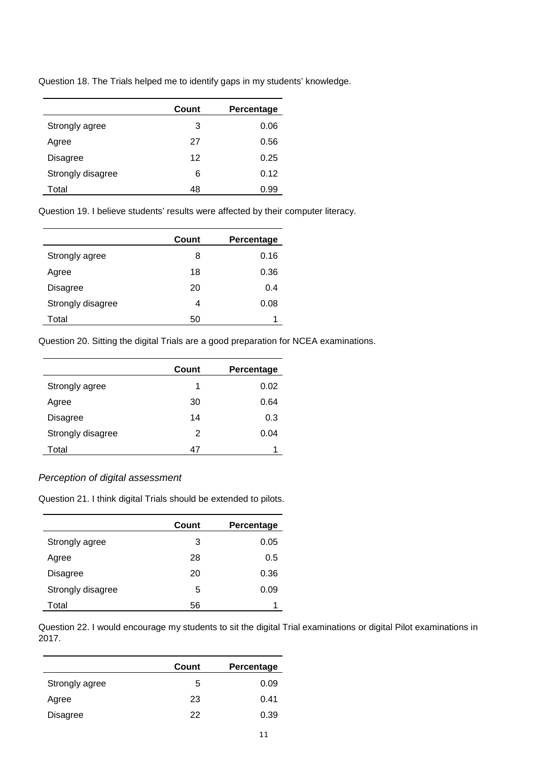Question 18. The Trials helped me to identify gaps in my students' knowledge.

| | Count | Percentage |
|---|---|---|
| Strongly agree | 3 | 0.06 |
| Agree | 27 | 0.56 |
| Disagree | 12 | 0.25 |
| Strongly disagree | 6 | 0.12 |
| Total | 48 | 0.99 |

Question 19. I believe students' results were affected by their computer literacy.

| | Count | Percentage |
|---|---|---|
| Strongly agree | 8 | 0.16 |
| Agree | 18 | 0.36 |
| Disagree | 20 | 0.4 |
| Strongly disagree | 4 | 0.08 |
| Total | 50 | 1 |

Question 20. Sitting the digital Trials are a good preparation for NCEA examinations.

| | Count | Percentage |
|---|---|---|
| Strongly agree | 1 | 0.02 |
| Agree | 30 | 0.64 |
| Disagree | 14 | 0.3 |
| Strongly disagree | 2 | 0.04 |
| Total | 47 | 1 |

### *Perception of digital assessment*

Question 21. I think digital Trials should be extended to pilots.

| | Count | Percentage |
|---|---|---|
| Strongly agree | 3 | 0.05 |
| Agree | 28 | 0.5 |
| Disagree | 20 | 0.36 |
| Strongly disagree | 5 | 0.09 |
| Total | 56 | 1 |

Question 22. I would encourage my students to sit the digital Trial examinations or digital Pilot examinations in 2017.

| | Count | Percentage |
|---|---|---|
| Strongly agree | 5 | 0.09 |
| Agree | 23 | 0.41 |
| Disagree | 22 | 0.39 |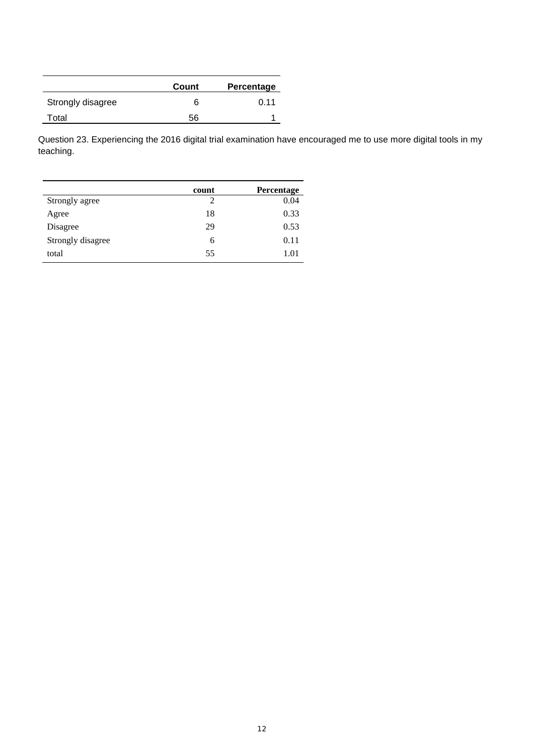| | Count | Percentage |
|---|---|---|
| Strongly disagree | 6 | 0.11 |
| Total | 56 | 1 |

Question 23. Experiencing the 2016 digital trial examination have encouraged me to use more digital tools in my teaching.

| | count | Percentage |
|---|---|---|
| Strongly agree | 2 | 0.04 |
| Agree | 18 | 0.33 |
| Disagree | 29 | 0.53 |
| Strongly disagree | 6 | 0.11 |
| total | 55 | 1.01 |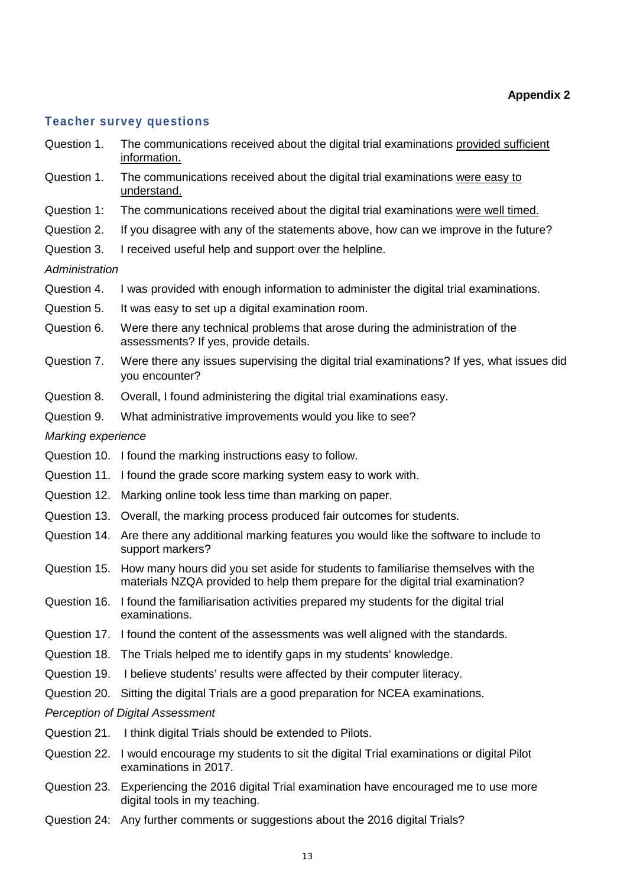**Appendix 2**

## Teacher survey questions

Question 1. The communications received about the digital trial examinations <u>provided sufficient information.</u>

Question 1. The communications received about the digital trial examinations <u>were easy to understand.</u>

Question 1: The communications received about the digital trial examinations <u>were well timed.</u>

Question 2. If you disagree with any of the statements above, how can we improve in the future?

Question 3. I received useful help and support over the helpline.

*Administration*

Question 4. I was provided with enough information to administer the digital trial examinations.

Question 5. It was easy to set up a digital examination room.

Question 6. Were there any technical problems that arose during the administration of the assessments? If yes, provide details.

Question 7. Were there any issues supervising the digital trial examinations? If yes, what issues did you encounter?

Question 8. Overall, I found administering the digital trial examinations easy.

Question 9. What administrative improvements would you like to see?

*Marking experience*

Question 10. I found the marking instructions easy to follow.

Question 11. I found the grade score marking system easy to work with.

Question 12. Marking online took less time than marking on paper.

Question 13. Overall, the marking process produced fair outcomes for students.

Question 14. Are there any additional marking features you would like the software to include to support markers?

Question 15. How many hours did you set aside for students to familiarise themselves with the materials NZQA provided to help them prepare for the digital trial examination?

Question 16. I found the familiarisation activities prepared my students for the digital trial examinations.

Question 17. I found the content of the assessments was well aligned with the standards.

Question 18. The Trials helped me to identify gaps in my students' knowledge.

Question 19. I believe students' results were affected by their computer literacy.

Question 20. Sitting the digital Trials are a good preparation for NCEA examinations.

*Perception of Digital Assessment*

Question 21. I think digital Trials should be extended to Pilots.

Question 22. I would encourage my students to sit the digital Trial examinations or digital Pilot examinations in 2017.

Question 23. Experiencing the 2016 digital Trial examination have encouraged me to use more digital tools in my teaching.

Question 24: Any further comments or suggestions about the 2016 digital Trials?